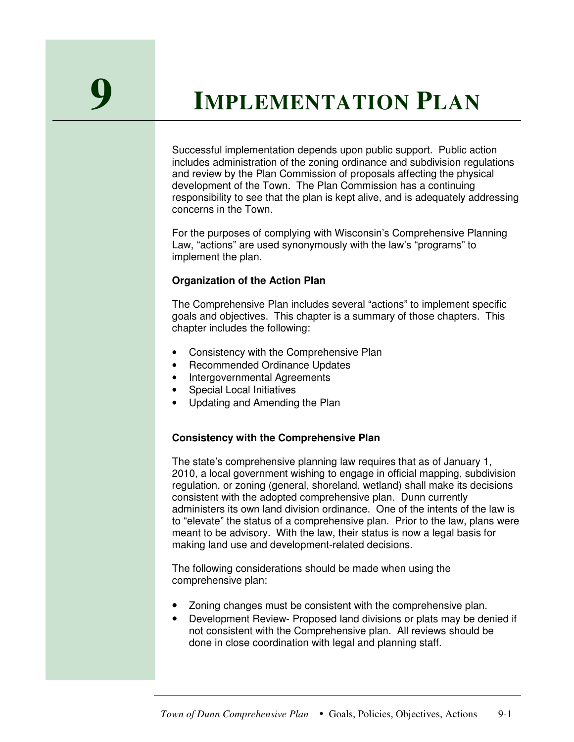# 9 IMPLEMENTATION PLAN

Successful implementation depends upon public support. Public action includes administration of the zoning ordinance and subdivision regulations and review by the Plan Commission of proposals affecting the physical development of the Town. The Plan Commission has a continuing responsibility to see that the plan is kept alive, and is adequately addressing concerns in the Town.

For the purposes of complying with Wisconsin's Comprehensive Planning Law, "actions" are used synonymously with the law's "programs" to implement the plan.

**Organization of the Action Plan**

The Comprehensive Plan includes several "actions" to implement specific goals and objectives. This chapter is a summary of those chapters. This chapter includes the following:

- Consistency with the Comprehensive Plan
- Recommended Ordinance Updates
- Intergovernmental Agreements
- Special Local Initiatives
- Updating and Amending the Plan

**Consistency with the Comprehensive Plan**

The state's comprehensive planning law requires that as of January 1, 2010, a local government wishing to engage in official mapping, subdivision regulation, or zoning (general, shoreland, wetland) shall make its decisions consistent with the adopted comprehensive plan. Dunn currently administers its own land division ordinance. One of the intents of the law is to "elevate" the status of a comprehensive plan. Prior to the law, plans were meant to be advisory. With the law, their status is now a legal basis for making land use and development-related decisions.

The following considerations should be made when using the comprehensive plan:

- Zoning changes must be consistent with the comprehensive plan.
- Development Review- Proposed land divisions or plats may be denied if not consistent with the Comprehensive plan. All reviews should be done in close coordination with legal and planning staff.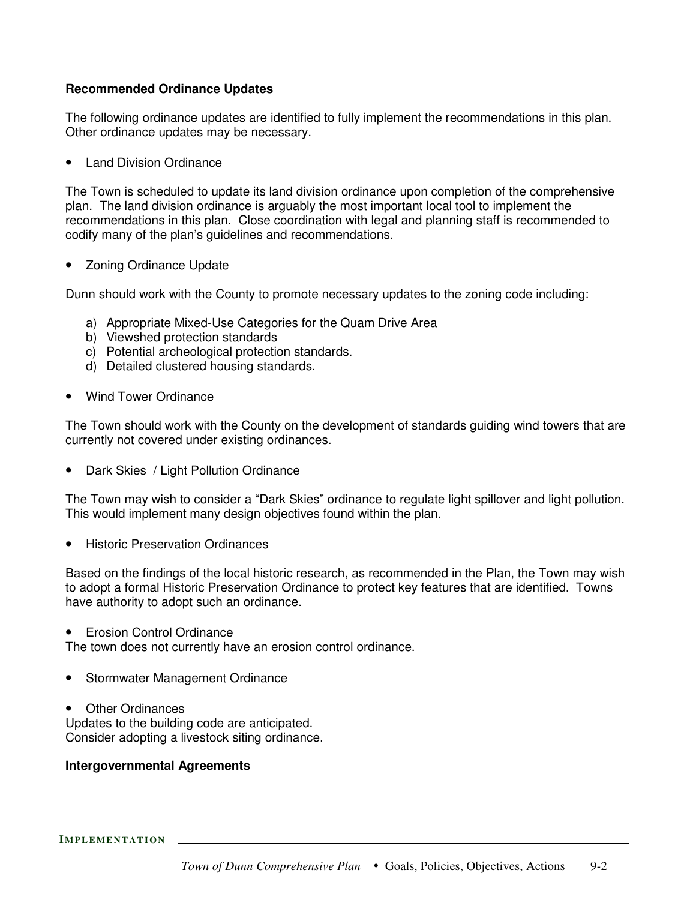**Recommended Ordinance Updates**

The following ordinance updates are identified to fully implement the recommendations in this plan. Other ordinance updates may be necessary.

- Land Division Ordinance

The Town is scheduled to update its land division ordinance upon completion of the comprehensive plan. The land division ordinance is arguably the most important local tool to implement the recommendations in this plan. Close coordination with legal and planning staff is recommended to codify many of the plan's guidelines and recommendations.

- Zoning Ordinance Update

Dunn should work with the County to promote necessary updates to the zoning code including:

a) Appropriate Mixed-Use Categories for the Quam Drive Area
b) Viewshed protection standards
c) Potential archeological protection standards.
d) Detailed clustered housing standards.

- Wind Tower Ordinance

The Town should work with the County on the development of standards guiding wind towers that are currently not covered under existing ordinances.

- Dark Skies / Light Pollution Ordinance

The Town may wish to consider a "Dark Skies" ordinance to regulate light spillover and light pollution. This would implement many design objectives found within the plan.

- Historic Preservation Ordinances

Based on the findings of the local historic research, as recommended in the Plan, the Town may wish to adopt a formal Historic Preservation Ordinance to protect key features that are identified. Towns have authority to adopt such an ordinance.

- Erosion Control Ordinance

The town does not currently have an erosion control ordinance.

- Stormwater Management Ordinance

- Other Ordinances

Updates to the building code are anticipated.
Consider adopting a livestock siting ordinance.

**Intergovernmental Agreements**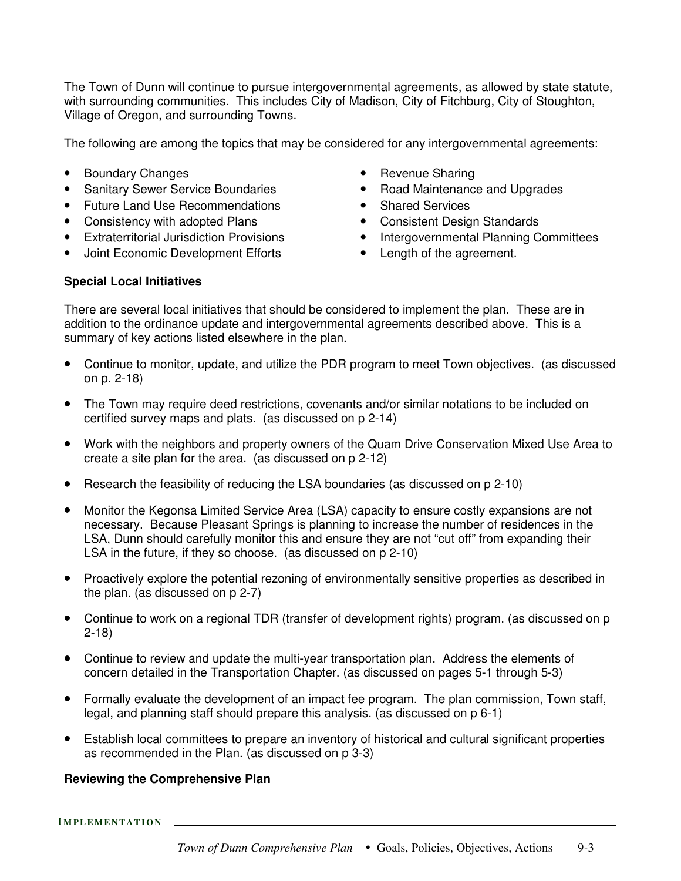The Town of Dunn will continue to pursue intergovernmental agreements, as allowed by state statute, with surrounding communities. This includes City of Madison, City of Fitchburg, City of Stoughton, Village of Oregon, and surrounding Towns.

The following are among the topics that may be considered for any intergovernmental agreements:

- Boundary Changes
- Sanitary Sewer Service Boundaries
- Future Land Use Recommendations
- Consistency with adopted Plans
- Extraterritorial Jurisdiction Provisions
- Joint Economic Development Efforts
- Revenue Sharing
- Road Maintenance and Upgrades
- Shared Services
- Consistent Design Standards
- Intergovernmental Planning Committees
- Length of the agreement.

**Special Local Initiatives**

There are several local initiatives that should be considered to implement the plan. These are in addition to the ordinance update and intergovernmental agreements described above. This is a summary of key actions listed elsewhere in the plan.

- Continue to monitor, update, and utilize the PDR program to meet Town objectives. (as discussed on p. 2-18)
- The Town may require deed restrictions, covenants and/or similar notations to be included on certified survey maps and plats. (as discussed on p 2-14)
- Work with the neighbors and property owners of the Quam Drive Conservation Mixed Use Area to create a site plan for the area. (as discussed on p 2-12)
- Research the feasibility of reducing the LSA boundaries (as discussed on p 2-10)
- Monitor the Kegonsa Limited Service Area (LSA) capacity to ensure costly expansions are not necessary. Because Pleasant Springs is planning to increase the number of residences in the LSA, Dunn should carefully monitor this and ensure they are not "cut off" from expanding their LSA in the future, if they so choose. (as discussed on p 2-10)
- Proactively explore the potential rezoning of environmentally sensitive properties as described in the plan. (as discussed on p 2-7)
- Continue to work on a regional TDR (transfer of development rights) program. (as discussed on p 2-18)
- Continue to review and update the multi-year transportation plan. Address the elements of concern detailed in the Transportation Chapter. (as discussed on pages 5-1 through 5-3)
- Formally evaluate the development of an impact fee program. The plan commission, Town staff, legal, and planning staff should prepare this analysis. (as discussed on p 6-1)
- Establish local committees to prepare an inventory of historical and cultural significant properties as recommended in the Plan. (as discussed on p 3-3)

**Reviewing the Comprehensive Plan**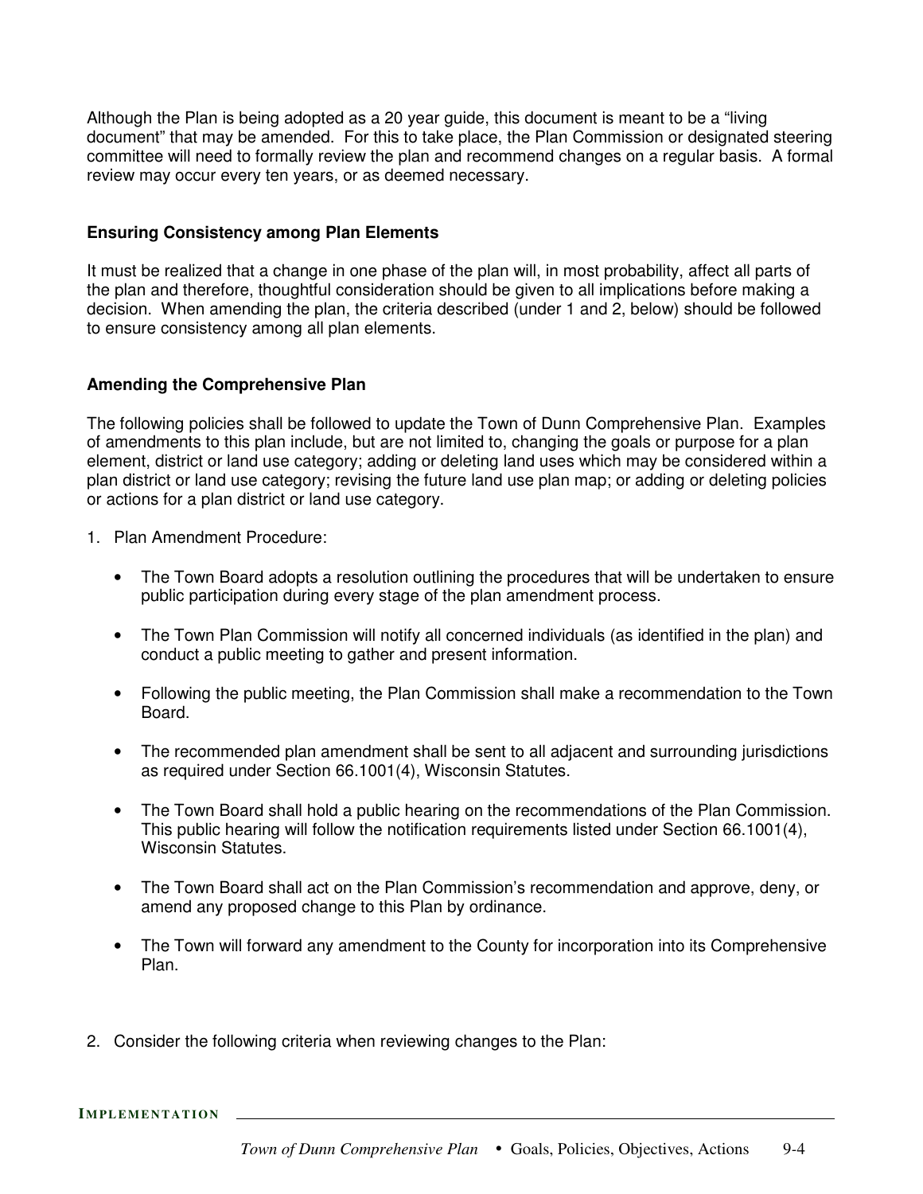Although the Plan is being adopted as a 20 year guide, this document is meant to be a "living document" that may be amended. For this to take place, the Plan Commission or designated steering committee will need to formally review the plan and recommend changes on a regular basis. A formal review may occur every ten years, or as deemed necessary.

### Ensuring Consistency among Plan Elements

It must be realized that a change in one phase of the plan will, in most probability, affect all parts of the plan and therefore, thoughtful consideration should be given to all implications before making a decision. When amending the plan, the criteria described (under 1 and 2, below) should be followed to ensure consistency among all plan elements.

### Amending the Comprehensive Plan

The following policies shall be followed to update the Town of Dunn Comprehensive Plan. Examples of amendments to this plan include, but are not limited to, changing the goals or purpose for a plan element, district or land use category; adding or deleting land uses which may be considered within a plan district or land use category; revising the future land use plan map; or adding or deleting policies or actions for a plan district or land use category.

1. Plan Amendment Procedure:

   - The Town Board adopts a resolution outlining the procedures that will be undertaken to ensure public participation during every stage of the plan amendment process.
   - The Town Plan Commission will notify all concerned individuals (as identified in the plan) and conduct a public meeting to gather and present information.
   - Following the public meeting, the Plan Commission shall make a recommendation to the Town Board.
   - The recommended plan amendment shall be sent to all adjacent and surrounding jurisdictions as required under Section 66.1001(4), Wisconsin Statutes.
   - The Town Board shall hold a public hearing on the recommendations of the Plan Commission. This public hearing will follow the notification requirements listed under Section 66.1001(4), Wisconsin Statutes.
   - The Town Board shall act on the Plan Commission's recommendation and approve, deny, or amend any proposed change to this Plan by ordinance.
   - The Town will forward any amendment to the County for incorporation into its Comprehensive Plan.

2. Consider the following criteria when reviewing changes to the Plan: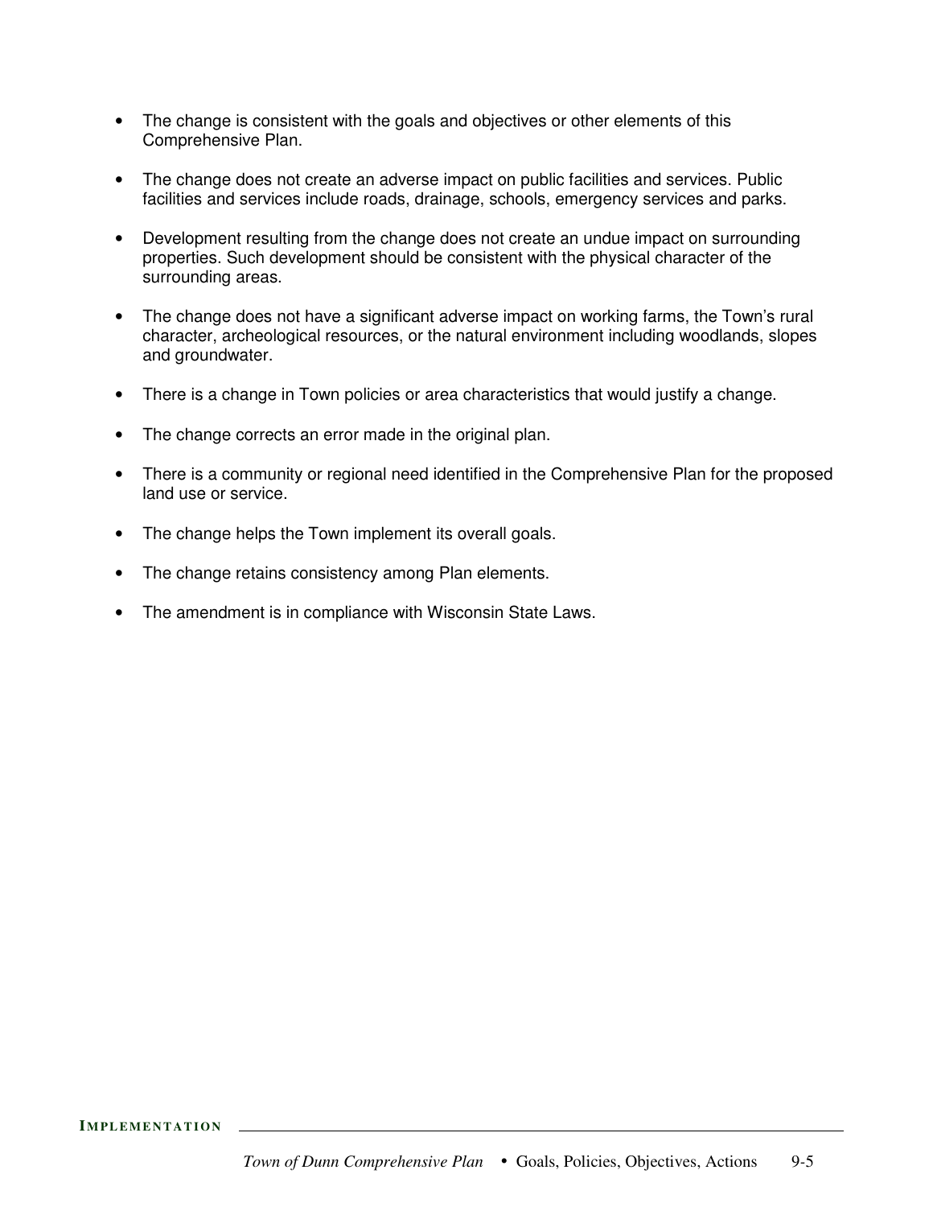- The change is consistent with the goals and objectives or other elements of this Comprehensive Plan.

- The change does not create an adverse impact on public facilities and services. Public facilities and services include roads, drainage, schools, emergency services and parks.

- Development resulting from the change does not create an undue impact on surrounding properties. Such development should be consistent with the physical character of the surrounding areas.

- The change does not have a significant adverse impact on working farms, the Town's rural character, archeological resources, or the natural environment including woodlands, slopes and groundwater.

- There is a change in Town policies or area characteristics that would justify a change.

- The change corrects an error made in the original plan.

- There is a community or regional need identified in the Comprehensive Plan for the proposed land use or service.

- The change helps the Town implement its overall goals.

- The change retains consistency among Plan elements.

- The amendment is in compliance with Wisconsin State Laws.